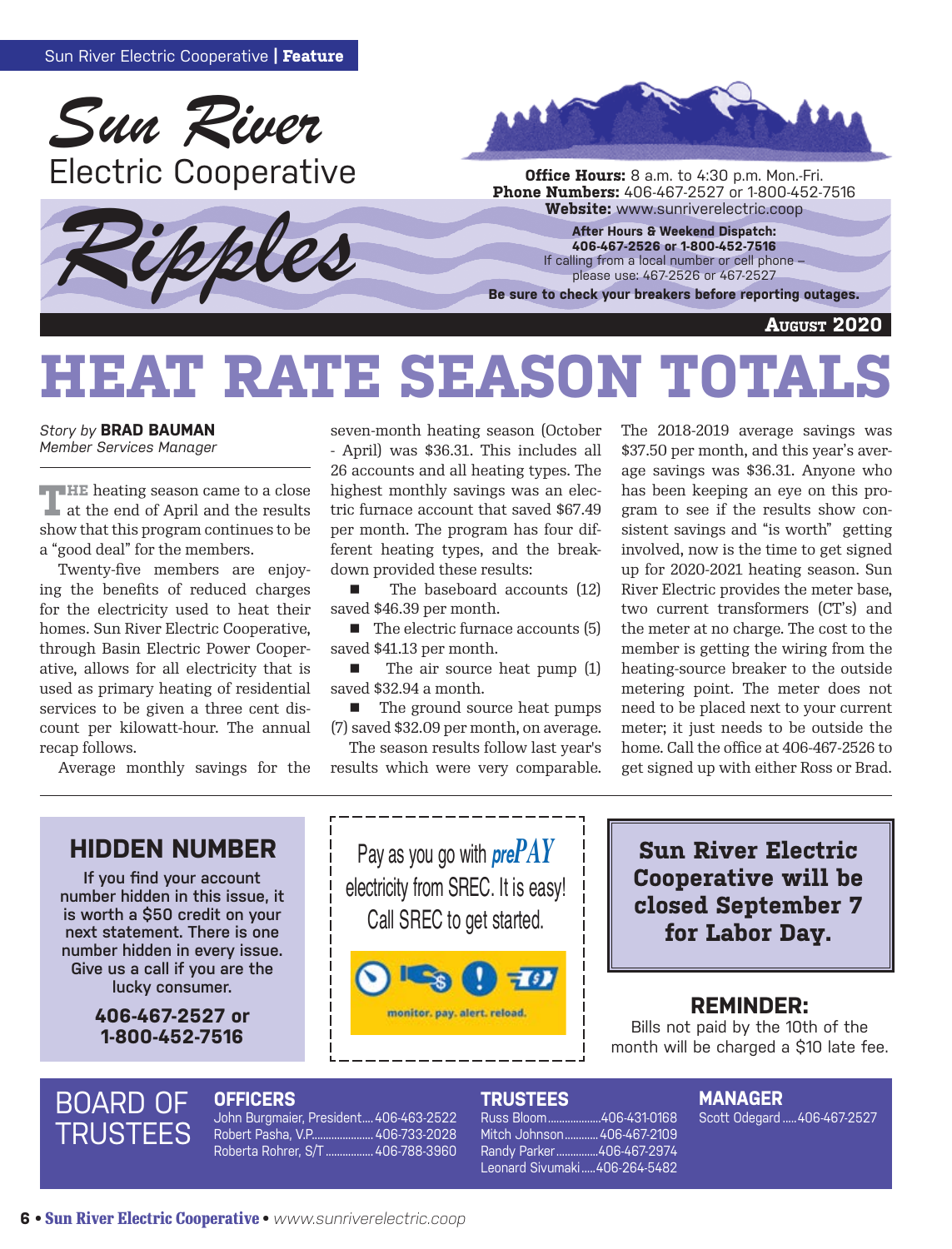Sun River Electric Cooperative | **Feature**

# Sun River Electric Cooperative Ripples

**Office Hours:** 8 a.m. to 4:30 p.m. Mon.-Fri.
**Phone Numbers:** 406-467-2527 or 1-800-452-7516
**Website:** www.sunriverelectric.coop

**After Hours & Weekend Dispatch:**
**406-467-2526 or 1-800-452-7516**
If calling from a local number or cell phone – please use: 467-2526 or 467-2527

**Be sure to check your breakers before reporting outages.**

**AUGUST 2020**

# HEAT RATE SEASON TOTALS

*Story by* **BRAD BAUMAN**
*Member Services Manager*

The heating season came to a close at the end of April and the results show that this program continues to be a "good deal" for the members.

Twenty-five members are enjoying the benefits of reduced charges for the electricity used to heat their homes. Sun River Electric Cooperative, through Basin Electric Power Cooperative, allows for all electricity that is used as primary heating of residential services to be given a three cent discount per kilowatt-hour. The annual recap follows.

Average monthly savings for the seven-month heating season (October - April) was $36.31. This includes all 26 accounts and all heating types. The highest monthly savings was an electric furnace account that saved $67.49 per month. The program has four different heating types, and the breakdown provided these results:

- The baseboard accounts (12) saved $46.39 per month.
- The electric furnace accounts (5) saved $41.13 per month.
- The air source heat pump (1) saved $32.94 a month.
- The ground source heat pumps (7) saved $32.09 per month, on average.

The season results follow last year's results which were very comparable. The 2018-2019 average savings was $37.50 per month, and this year's average savings was $36.31. Anyone who has been keeping an eye on this program to see if the results show consistent savings and "is worth" getting involved, now is the time to get signed up for 2020-2021 heating season. Sun River Electric provides the meter base, two current transformers (CT's) and the meter at no charge. The cost to the member is getting the wiring from the heating-source breaker to the outside metering point. The meter does not need to be placed next to your current meter; it just needs to be outside the home. Call the office at 406-467-2526 to get signed up with either Ross or Brad.

## HIDDEN NUMBER

If you find your account number hidden in this issue, it is worth a $50 credit on your next statement. There is one number hidden in every issue. Give us a call if you are the lucky consumer.

**406-467-2527 or 1-800-452-7516**

Pay as you go with *prePAY* electricity from SREC. It is easy! Call SREC to get started.

monitor. pay. alert. reload.

**Sun River Electric Cooperative will be closed September 7 for Labor Day.**

## REMINDER:

Bills not paid by the 10th of the month will be charged a $10 late fee.

## BOARD OF TRUSTEES

**OFFICERS**
John Burgmaier, President.... 406-463-2522
Robert Pasha, V.P. .... 406-733-2028
Roberta Rohrer, S/T .... 406-788-3960

**TRUSTEES**
Russ Bloom .... 406-431-0168
Mitch Johnson .... 406-467-2109
Randy Parker .... 406-467-2974
Leonard Sivumaki .... 406-264-5482

**MANAGER**
Scott Odegard .... 406-467-2527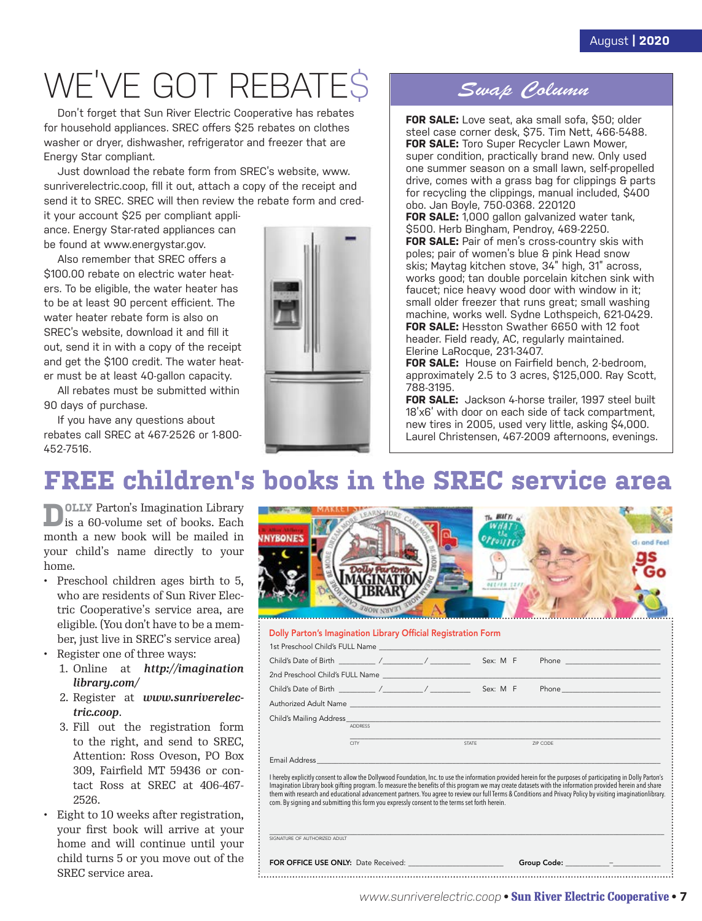# WE'VE GOT REBATE$

Don't forget that Sun River Electric Cooperative has rebates for household appliances. SREC offers $25 rebates on clothes washer or dryer, dishwasher, refrigerator and freezer that are Energy Star compliant.

Just download the rebate form from SREC's website, www.sunriverelectric.coop, fill it out, attach a copy of the receipt and send it to SREC. SREC will then review the rebate form and credit your account $25 per compliant appliance. Energy Star-rated appliances can be found at www.energystar.gov.

Also remember that SREC offers a $100.00 rebate on electric water heaters. To be eligible, the water heater has to be at least 90 percent efficient. The water heater rebate form is also on SREC's website, download it and fill it out, send it in with a copy of the receipt and get the $100 credit. The water heater must be at least 40-gallon capacity.

All rebates must be submitted within 90 days of purchase.

If you have any questions about rebates call SREC at 467-2526 or 1-800-452-7516.

## Swap Column

**FOR SALE:** Love seat, aka small sofa, $50; older steel case corner desk, $75. Tim Nett, 466-5488.

**FOR SALE:** Toro Super Recycler Lawn Mower, super condition, practically brand new. Only used one summer season on a small lawn, self-propelled drive, comes with a grass bag for clippings & parts for recycling the clippings, manual included, $400 obo. Jan Boyle, 750-0368. 220120

**FOR SALE:** 1,000 gallon galvanized water tank, $500. Herb Bingham, Pendroy, 469-2250.

**FOR SALE:** Pair of men's cross-country skis with poles; pair of women's blue & pink Head snow skis; Maytag kitchen stove, 34" high, 31" across, works good; tan double porcelain kitchen sink with faucet; nice heavy wood door with window in it; small older freezer that runs great; small washing machine, works well. Sydne Lothspeich, 621-0429.

**FOR SALE:** Hesston Swather 6650 with 12 foot header. Field ready, AC, regularly maintained. Elerine LaRocque, 231-3407.

**FOR SALE:** House on Fairfield bench, 2-bedroom, approximately 2.5 to 3 acres, $125,000. Ray Scott, 788-3195.

**FOR SALE:** Jackson 4-horse trailer, 1997 steel built 18'x6' with door on each side of tack compartment, new tires in 2005, used very little, asking $4,000. Laurel Christensen, 467-2009 afternoons, evenings.

# FREE children's books in the SREC service area

DOLLY Parton's Imagination Library is a 60-volume set of books. Each month a new book will be mailed in your child's name directly to your home.

- Preschool children ages birth to 5, who are residents of Sun River Electric Cooperative's service area, are eligible. (You don't have to be a member, just live in SREC's service area)
- Register one of three ways:
  1. Online at ***http://imaginationlibrary.com/***
  2. Register at ***www.sunriverelectric.coop***.
  3. Fill out the registration form to the right, and send to SREC, Attention: Ross Oveson, PO Box 309, Fairfield MT 59436 or contact Ross at SREC at 406-467-2526.
- Eight to 10 weeks after registration, your first book will arrive at your home and will continue until your child turns 5 or you move out of the SREC service area.

**Dolly Parton's Imagination Library Official Registration Form**

1st Preschool Child's FULL Name ______________________________

Child's Date of Birth ________ / ________ / ________ Sex: M F Phone ______________

2nd Preschool Child's FULL Name ______________________________

Child's Date of Birth ________ / ________ / ________ Sex: M F Phone ______________

Authorized Adult Name ______________________________

Child's Mailing Address ______________________________
ADDRESS

______________________________
CITY STATE ZIP CODE

Email Address ______________________________

I hereby explicitly consent to allow the Dollywood Foundation, Inc. to use the information provided herein for the purposes of participating in Dolly Parton's Imagination Library book gifting program. To measure the benefits of this program we may create datasets with the information provided herein and share them with research and educational advancement partners. You agree to review our full Terms & Conditions and Privacy Policy by visiting imaginationlibrary.com. By signing and submitting this form you expressly consent to the terms set forth herein.

______________________________
SIGNATURE OF AUTHORIZED ADULT

**FOR OFFICE USE ONLY:** Date Received: ______________ **Group Code:** ________–________